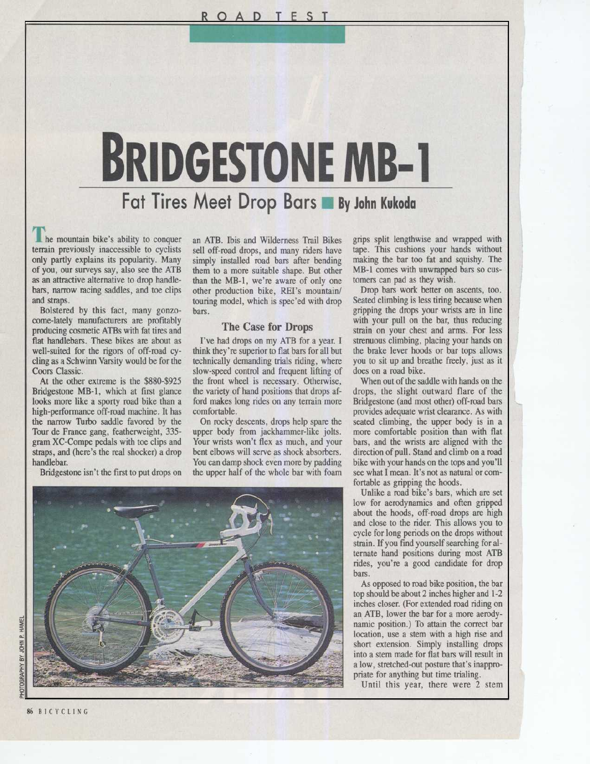# BRIDGESTONE MB-1

## Fat Tires Meet Drop Bars

By John Kukoda

The mountain bike's ability to conquer terrain previously inaccessible to cyclists only partly explains its popularity. Many of you, our surveys say, also see the ATB as an attractive alternative to drop handlebars, narrow racing saddles, and toe clips and straps.

Bolstered by this fact, many gonzo-come-lately manufacturers are profitably producing cosmetic ATBs with fat tires and flat handlebars. These bikes are about as well-suited for the rigors of off-road cycling as a Schwinn Varsity would be for the Coors Classic.

At the other extreme is the $880-$925 Bridgestone MB-1, which at first glance looks more like a sporty road bike than a high-performance off-road machine. It has the narrow Turbo saddle favored by the Tour de France gang, featherweight, 335-gram XC-Compe pedals with toe clips and straps, and (here's the real shocker) a drop handlebar.

Bridgestone isn't the first to put drops on an ATB. Ibis and Wilderness Trail Bikes sell off-road drops, and many riders have simply installed road bars after bending them to a more suitable shape. But other than the MB-1, we're aware of only one other production bike, REI's mountain/touring model, which is spec'ed with drop bars.

### The Case for Drops

I've had drops on my ATB for a year. I think they're superior to flat bars for all but technically demanding trials riding, where slow-speed control and frequent lifting of the front wheel is necessary. Otherwise, the variety of hand positions that drops afford makes long rides on any terrain more comfortable.

On rocky descents, drops help spare the upper body from jackhammer-like jolts. Your wrists won't flex as much, and your bent elbows will serve as shock absorbers. You can damp shock even more by padding the upper half of the whole bar with foam grips split lengthwise and wrapped with tape. This cushions your hands without making the bar too fat and squishy. The MB-1 comes with unwrapped bars so customers can pad as they wish.

Drop bars work better on ascents, too. Seated climbing is less tiring because when gripping the drops your wrists are in line with your pull on the bar, thus reducing strain on your chest and arms. For less strenuous climbing, placing your hands on the brake lever hoods or bar tops allows you to sit up and breathe freely, just as it does on a road bike.

When out of the saddle with hands on the drops, the slight outward flare of the Bridgestone (and most other) off-road bars provides adequate wrist clearance. As with seated climbing, the upper body is in a more comfortable position than with flat bars, and the wrists are aligned with the direction of pull. Stand and climb on a road bike with your hands on the tops and you'll see what I mean. It's not as natural or comfortable as gripping the hoods.

Unlike a road bike's bars, which are set low for aerodynamics and often gripped about the hoods, off-road drops are high and close to the rider. This allows you to cycle for long periods on the drops without strain. If you find yourself searching for alternate hand positions during most ATB rides, you're a good candidate for drop bars.

As opposed to road bike position, the bar top should be about 2 inches higher and 1-2 inches closer. (For extended road riding on an ATB, lower the bar for a more aerodynamic position.) To attain the correct bar location, use a stem with a high rise and short extension. Simply installing drops into a stem made for flat bars will result in a low, stretched-out posture that's inappropriate for anything but time trialing.

Until this year, there were 2 stem

PHOTOGRAPHY BY JOHN P. HAMEL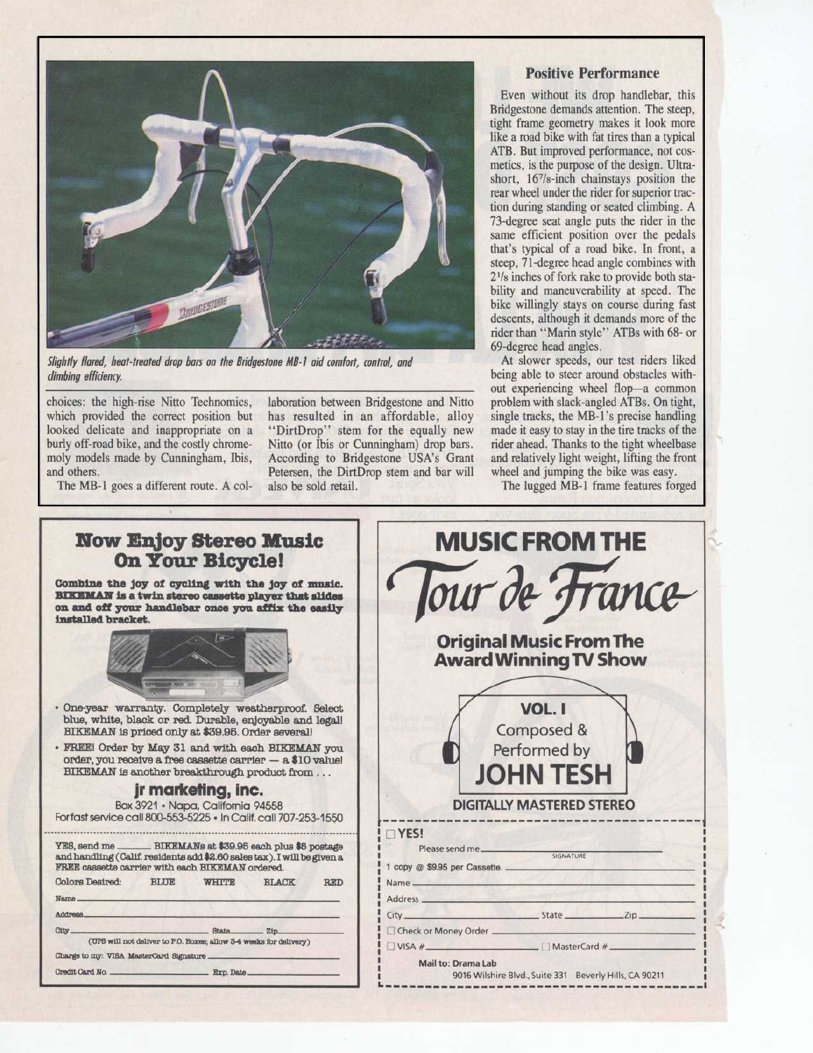*Slightly flared, heat-treated drop bars on the Bridgestone MB-1 aid comfort, control, and climbing efficiency.*

choices: the high-rise Nitto Technomics, which provided the correct position but looked delicate and inappropriate on a burly off-road bike, and the costly chrome-moly models made by Cunningham, Ibis, and others.

The MB-1 goes a different route. A collaboration between Bridgestone and Nitto has resulted in an affordable, alloy "DirtDrop" stem for the equally new Nitto (or Ibis or Cunningham) drop bars. According to Bridgestone USA's Grant Petersen, the DirtDrop stem and bar will also be sold retail.

### Positive Performance

Even without its drop handlebar, this Bridgestone demands attention. The steep, tight frame geometry makes it look more like a road bike with fat tires than a typical ATB. But improved performance, not cosmetics, is the purpose of the design. Ultra-short, 16⁷/₈-inch chainstays position the rear wheel under the rider for superior traction during standing or seated climbing. A 73-degree seat angle puts the rider in the same efficient position over the pedals that's typical of a road bike. In front, a steep, 71-degree head angle combines with 2¹/₈ inches of fork rake to provide both stability and maneuverability at speed. The bike willingly stays on course during fast descents, although it demands more of the rider than "Marin style" ATBs with 68- or 69-degree head angles.

At slower speeds, our test riders liked being able to steer around obstacles without experiencing wheel flop—a common problem with slack-angled ATBs. On tight, single tracks, the MB-1's precise handling made it easy to stay in the tire tracks of the rider ahead. Thanks to the tight wheelbase and relatively light weight, lifting the front wheel and jumping the bike was easy.

The lugged MB-1 frame features forged

---

## Now Enjoy Stereo Music On Your Bicycle!

**Combine the joy of cycling with the joy of music. BIKEMAN is a twin stereo cassette player that slides on and off your handlebar once you affix the easily installed bracket.**

- One-year warranty. Completely weatherproof. Select blue, white, black or red. Durable, enjoyable and legal! BIKEMAN is priced only at $39.95. Order several!
- FREE! Order by May 31 and with each BIKEMAN you order, you receive a free cassette carrier — a $10 value! BIKEMAN is another breakthrough product from . . .

**jr marketing, inc.**
Box 3921 • Napa, California 94558
For fast service call 800-553-5225 • In Calif. call 707-253-1550

YES, send me ______ BIKEMANs at $39.95 each plus $5 postage and handling (Calif. residents add $2.60 sales tax). I will be given a FREE cassette carrier with each BIKEMAN ordered.

Colors Desired: BLUE WHITE BLACK RED

Name ______

Address ______

City ______ State ______ Zip ______

(UPS will not deliver to P.O. Boxes; allow 3-4 weeks for delivery)

Charge to my: VISA MasterCard Signature ______

Credit Card No. ______ Exp. Date ______

---

## MUSIC FROM THE Tour de France

**Original Music From The Award Winning TV Show**

**VOL. I**
Composed & Performed by
**JOHN TESH**

**DIGITALLY MASTERED STEREO**

☐ **YES!**

Please send me ______ SIGNATURE

1 copy @ $9.95 per Cassette. ______

Name ______

Address ______

City ______ State ______ Zip ______

☐ Check or Money Order ______

☐ VISA # ______ ☐ MasterCard # ______

Mail to: Drama Lab
9016 Wilshire Blvd., Suite 331 Beverly Hills, CA 90211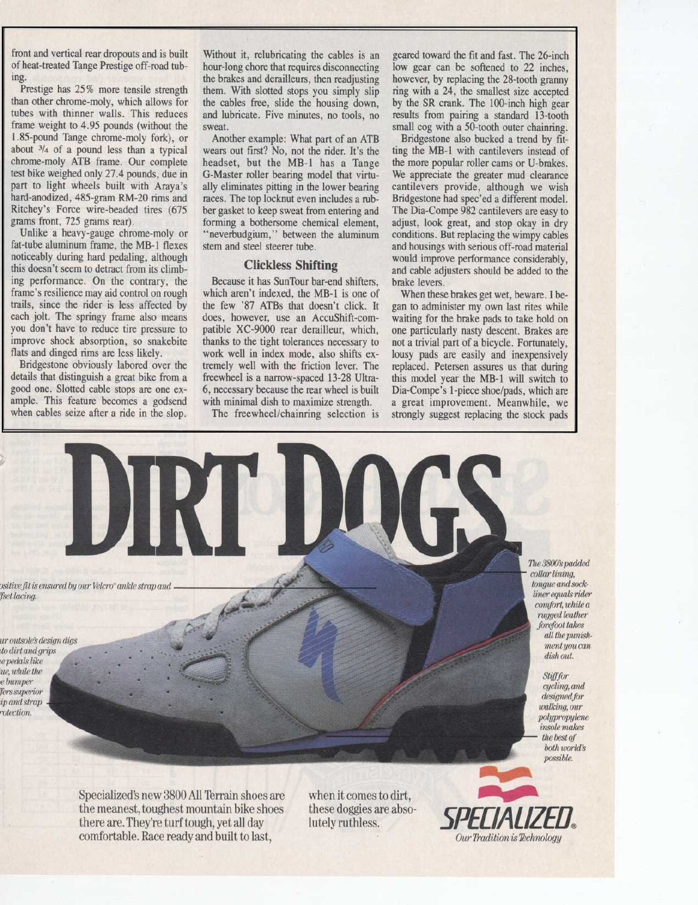front and vertical rear dropouts and is built of heat-treated Tange Prestige off-road tubing.

Prestige has 25% more tensile strength than other chrome-moly, which allows for tubes with thinner walls. This reduces frame weight to 4.95 pounds (without the 1.85-pound Tange chrome-moly fork), or about 3/4 of a pound less than a typical chrome-moly ATB frame. Our complete test bike weighed only 27.4 pounds, due in part to light wheels built with Araya's hard-anodized, 485-gram RM-20 rims and Ritchey's Force wire-beaded tires (675 grams front, 725 grams rear).

Unlike a heavy-gauge chrome-moly or fat-tube aluminum frame, the MB-1 flexes noticeably during hard pedaling, although this doesn't seem to detract from its climbing performance. On the contrary, the frame's resilience may aid control on rough trails, since the rider is less affected by each jolt. The springy frame also means you don't have to reduce tire pressure to improve shock absorption, so snakebite flats and dinged rims are less likely.

Bridgestone obviously labored over the details that distinguish a great bike from a good one. Slotted cable stops are one example. This feature becomes a godsend when cables seize after a ride in the slop. Without it, relubricating the cables is an hour-long chore that requires disconnecting the brakes and derailleurs, then readjusting them. With slotted stops you simply slip the cables free, slide the housing down, and lubricate. Five minutes, no tools, no sweat.

Another example: What part of an ATB wears out first? No, not the rider. It's the headset, but the MB-1 has a Tange G-Master roller bearing model that virtually eliminates pitting in the lower bearing races. The top locknut even includes a rubber gasket to keep sweat from entering and forming a bothersome chemical element, "neverbudgium," between the aluminum stem and steel steerer tube.

### Clickless Shifting

Because it has SunTour bar-end shifters, which aren't indexed, the MB-1 is one of the few '87 ATBs that doesn't click. It does, however, use an AccuShift-compatible XC-9000 rear derailleur, which, thanks to the tight tolerances necessary to work well in index mode, also shifts extremely well with the friction lever. The freewheel is a narrow-spaced 13-28 Ultra-6, necessary because the rear wheel is built with minimal dish to maximize strength.

The freewheel/chainring selection is geared toward the fit and fast. The 26-inch low gear can be softened to 22 inches, however, by replacing the 28-tooth granny ring with a 24, the smallest size accepted by the SR crank. The 100-inch high gear results from pairing a standard 13-tooth small cog with a 50-tooth outer chainring.

Bridgestone also bucked a trend by fitting the MB-1 with cantilevers instead of the more popular roller cams or U-brakes. We appreciate the greater mud clearance cantilevers provide, although we wish Bridgestone had spec'ed a different model. The Dia-Compe 982 cantilevers are easy to adjust, look great, and stop okay in dry conditions. But replacing the wimpy cables and housings with serious off-road material would improve performance considerably, and cable adjusters should be added to the brake levers.

When these brakes get wet, beware. I began to administer my own last rites while waiting for the brake pads to take hold on one particularly nasty descent. Brakes are not a trivial part of a bicycle. Fortunately, lousy pads are easily and inexpensively replaced. Petersen assures us that during this model year the MB-1 will switch to Dia-Compe's 1-piece shoe/pads, which are a great improvement. Meanwhile, we strongly suggest replacing the stock pads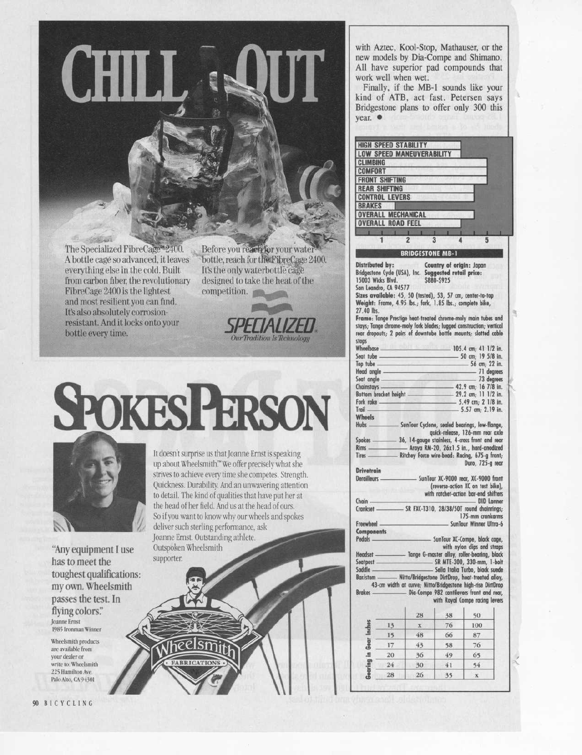# CHILL OUT

The Specialized FibreCage™ 2400. A bottle cage so advanced, it leaves everything else in the cold. Built from carbon fiber, the revolutionary FibreCage 2400 is the lightest and most resilient you can find. It's also absolutely corrosion-resistant. And it locks onto your bottle every time.

Before you reach for your waterbottle, reach for the FibreCage 2400. It's the only waterbottle cage designed to take the heat of the competition.

SPECIALIZED. Our Tradition Is Technology

# SPOKESPERSON

"Any equipment I use has to meet the toughest qualifications: my own. Wheelsmith passes the test. In flying colors."

Joanne Ernst
1985 Ironman Winner

It doesn't surprise us that Joanne Ernst is speaking up about Wheelsmith.™ We offer precisely what she strives to achieve every time she competes. Strength. Quickness. Durability. And an unwavering attention to detail. The kind of qualities that have put her at the head of her field. And us at the head of ours. So if you want to know why our wheels and spokes deliver such sterling performance, ask Joanne Ernst. Outstanding athlete. Outspoken Wheelsmith supporter.

Wheelsmith products are available from your dealer or write to: Wheelsmith 225 Hamilton Ave. Palo Alto, CA 94301

Wheelsmith Fabrications

---

with Aztec, Kool-Stop, Mathauser, or the new models by Dia-Compe and Shimano. All have superior pad compounds that work well when wet.

Finally, if the MB-1 sounds like your kind of ATB, act fast. Petersen says Bridgestone plans to offer only 300 this year. ●

HIGH SPEED STABILITY
LOW SPEED MANEUVERABILITY
CLIMBING
COMFORT
FRONT SHIFTING
REAR SHIFTING
CONTROL LEVERS
BRAKES
OVERALL MECHANICAL
OVERALL ROAD FEEL
1 2 3 4 5

### BRIDGESTONE MB-1

**Distributed by:** Bridgestone Cycle (USA), Inc. 15003 Wicks Blvd. San Leandro, CA 94577
**Country of origin:** Japan
**Suggested retail price:** $880-$925
**Sizes available:** 45, 50 (tested), 53, 57 cm, center-to-top
**Weight:** Frame, 4.95 lbs.; fork, 1.85 lbs.; complete bike, 27.40 lbs.
**Frame:** Tange Prestige heat-treated chrome-moly main tubes and stays; Tange chrome-moly fork blades; lugged construction; vertical rear dropouts; 2 pairs of downtube bottle mounts; slotted cable stops

| | |
|---|---|
| Wheelbase | 105.4 cm; 41 1/2 in. |
| Seat tube | 50 cm; 19 5/8 in. |
| Top tube | 56 cm; 22 in. |
| Head angle | 71 degrees |
| Seat angle | 73 degrees |
| Chainstays | 42.9 cm; 16 7/8 in. |
| Bottom bracket height | 29.2 cm; 11 1/2 in. |
| Fork rake | 5.49 cm; 2 1/8 in. |
| Trail | 5.57 cm; 2.19 in. |

**Wheels**

| | |
|---|---|
| Hubs | SunTour Cyclone, sealed bearings, low-flange, quick-release, 126-mm rear axle |
| Spokes | 36, 14-gauge stainless, 4-cross front and rear |
| Rims | Araya RM-20, 26x1.5 in., hard-anodized |
| Tires | Ritchey Force wire-bead: Racing, 675-g front; Duro, 725-g rear |

**Drivetrain**

| | |
|---|---|
| Derailleurs | SunTour XC-9000 rear, XC-9000 front (reverse-action XC on test bike), with ratchet-action bar-end shifters |
| Chain | DID Lanner |
| Crankset | SR FXC-T310, 28/38/50T round chainrings; 175-mm crankarms |
| Freewheel | SunTour Winner Ultra-6 |

**Components**

| | |
|---|---|
| Pedals | SunTour XC-Compe, black cage, with nylon clips and straps |
| Headset | Tange G-master alloy, roller-bearing, black |
| Seatpost | SR MTE-300, 330-mm, 1-bolt |
| Saddle | Sella Italia Turbo, black suede |
| Bar/stem | Nitto/Bridgestone DirtDrop, heat-treated alloy, 43-cm width at curve; Nitto/Bridgestone high-rise DirtDrop |
| Brakes | Dia-Compe 982 cantilevers front and rear, with Royal Compe racing levers |

**Gearing in Gear Inches**

| | 28 | 38 | 50 |
|---|---|---|---|
| 13 | x | 76 | 100 |
| 15 | 48 | 66 | 87 |
| 17 | 43 | 58 | 76 |
| 20 | 36 | 49 | 65 |
| 24 | 30 | 41 | 54 |
| 28 | 26 | 35 | x |